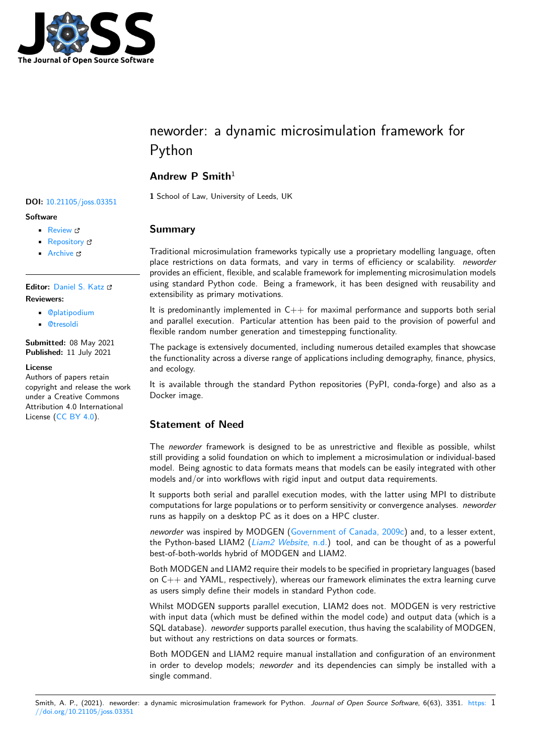# neworder: a dynamic microsimulation framework for Python

**Andrew P Smith**[1]

**1** School of Law, University of Leeds, UK

**DOI:** 10.21105/joss.03351

**Software**

- Review
- Repository
- Archive

**Editor:** Daniel S. Katz

**Reviewers:**

- @platipodium
- @tresoldi

**Submitted:** 08 May 2021
**Published:** 11 July 2021

**License**
Authors of papers retain copyright and release the work under a Creative Commons Attribution 4.0 International License (CC BY 4.0).

## Summary

Traditional microsimulation frameworks typically use a proprietary modelling language, often place restrictions on data formats, and vary in terms of efficiency or scalability. *neworder* provides an efficient, flexible, and scalable framework for implementing microsimulation models using standard Python code. Being a framework, it has been designed with reusability and extensibility as primary motivations.

It is predominantly implemented in C++ for maximal performance and supports both serial and parallel execution. Particular attention has been paid to the provision of powerful and flexible random number generation and timestepping functionality.

The package is extensively documented, including numerous detailed examples that showcase the functionality across a diverse range of applications including demography, finance, physics, and ecology.

It is available through the standard Python repositories (PyPI, conda-forge) and also as a Docker image.

## Statement of Need

The *neworder* framework is designed to be as unrestrictive and flexible as possible, whilst still providing a solid foundation on which to implement a microsimulation or individual-based model. Being agnostic to data formats means that models can be easily integrated with other models and/or into workflows with rigid input and output data requirements.

It supports both serial and parallel execution modes, with the latter using MPI to distribute computations for large populations or to perform sensitivity or convergence analyses. *neworder* runs as happily on a desktop PC as it does on a HPC cluster.

*neworder* was inspired by MODGEN (Government of Canada, 2009c) and, to a lesser extent, the Python-based LIAM2 (*Liam2 Website*, n.d.) tool, and can be thought of as a powerful best-of-both-worlds hybrid of MODGEN and LIAM2.

Both MODGEN and LIAM2 require their models to be specified in proprietary languages (based on C++ and YAML, respectively), whereas our framework eliminates the extra learning curve as users simply define their models in standard Python code.

Whilst MODGEN supports parallel execution, LIAM2 does not. MODGEN is very restrictive with input data (which must be defined within the model code) and output data (which is a SQL database). *neworder* supports parallel execution, thus having the scalability of MODGEN, but without any restrictions on data sources or formats.

Both MODGEN and LIAM2 require manual installation and configuration of an environment in order to develop models; *neworder* and its dependencies can simply be installed with a single command.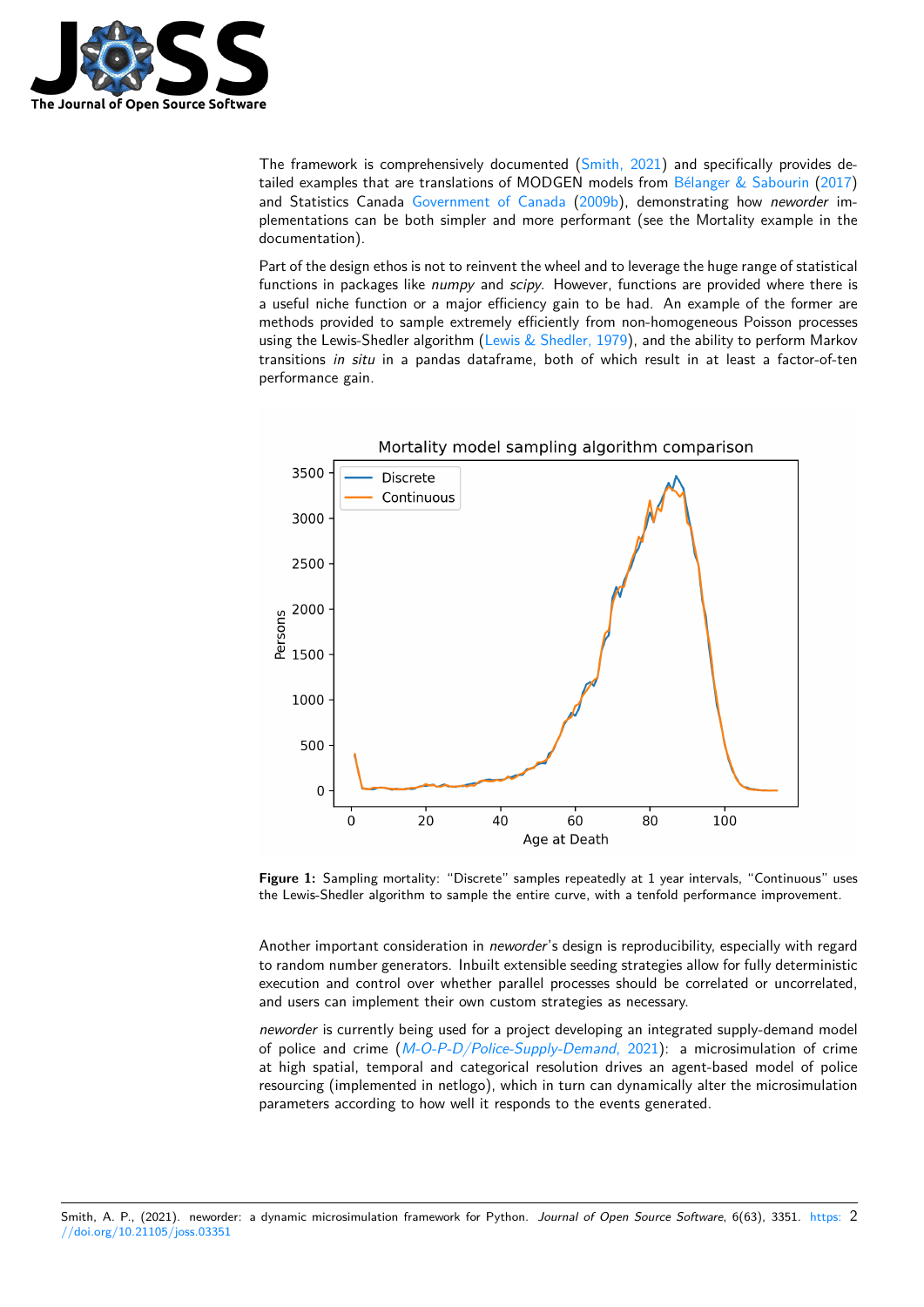The framework is comprehensively documented (Smith, 2021) and specifically provides detailed examples that are translations of MODGEN models from Bélanger & Sabourin (2017) and Statistics Canada Government of Canada (2009b), demonstrating how *neworder* implementations can be both simpler and more performant (see the Mortality example in the documentation).

Part of the design ethos is not to reinvent the wheel and to leverage the huge range of statistical functions in packages like *numpy* and *scipy*. However, functions are provided where there is a useful niche function or a major efficiency gain to be had. An example of the former are methods provided to sample extremely efficiently from non-homogeneous Poisson processes using the Lewis-Shedler algorithm (Lewis & Shedler, 1979), and the ability to perform Markov transitions *in situ* in a pandas dataframe, both of which result in at least a factor-of-ten performance gain.

**Figure 1:** Sampling mortality: "Discrete" samples repeatedly at 1 year intervals, "Continuous" uses the Lewis-Shedler algorithm to sample the entire curve, with a tenfold performance improvement.

Another important consideration in *neworder*'s design is reproducibility, especially with regard to random number generators. Inbuilt extensible seeding strategies allow for fully deterministic execution and control over whether parallel processes should be correlated or uncorrelated, and users can implement their own custom strategies as necessary.

*neworder* is currently being used for a project developing an integrated supply-demand model of police and crime (*M-O-P-D/Police-Supply-Demand*, 2021): a microsimulation of crime at high spatial, temporal and categorical resolution drives an agent-based model of police resourcing (implemented in netlogo), which in turn can dynamically alter the microsimulation parameters according to how well it responds to the events generated.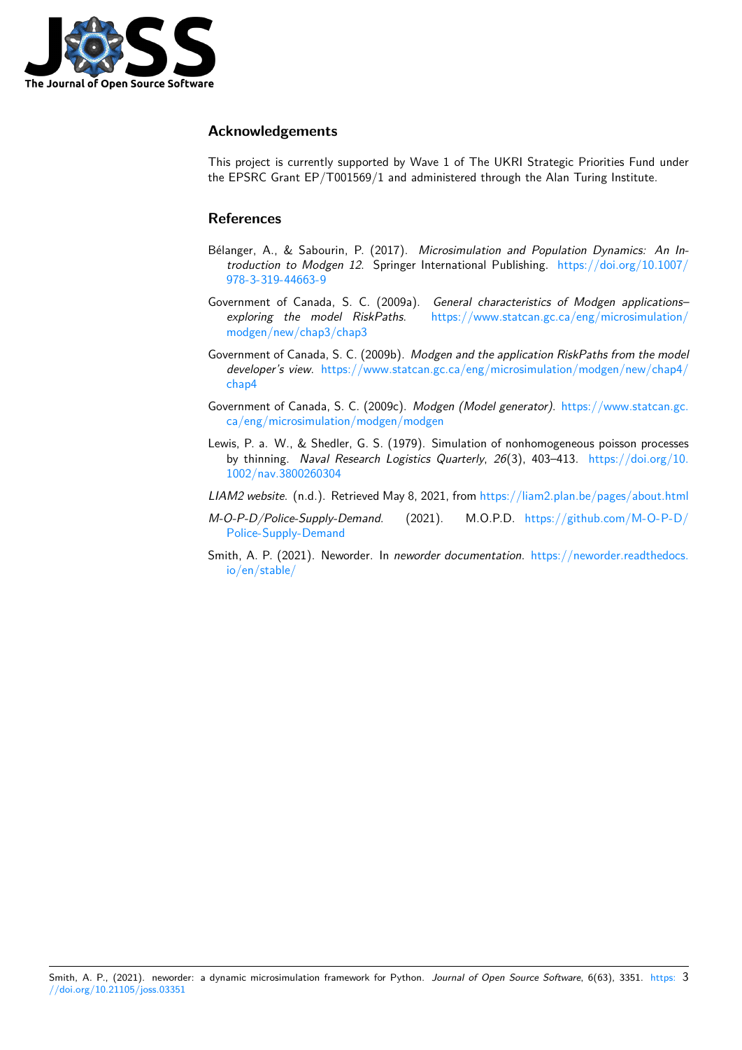## Acknowledgements

This project is currently supported by Wave 1 of The UKRI Strategic Priorities Fund under the EPSRC Grant EP/T001569/1 and administered through the Alan Turing Institute.

## References

Bélanger, A., & Sabourin, P. (2017). *Microsimulation and Population Dynamics: An Introduction to Modgen 12*. Springer International Publishing. https://doi.org/10.1007/978-3-319-44663-9

Government of Canada, S. C. (2009a). *General characteristics of Modgen applications–exploring the model RiskPaths*. https://www.statcan.gc.ca/eng/microsimulation/modgen/new/chap3/chap3

Government of Canada, S. C. (2009b). *Modgen and the application RiskPaths from the model developer's view*. https://www.statcan.gc.ca/eng/microsimulation/modgen/new/chap4/chap4

Government of Canada, S. C. (2009c). *Modgen (Model generator)*. https://www.statcan.gc.ca/eng/microsimulation/modgen/modgen

Lewis, P. a. W., & Shedler, G. S. (1979). Simulation of nonhomogeneous poisson processes by thinning. *Naval Research Logistics Quarterly*, *26*(3), 403–413. https://doi.org/10.1002/nav.3800260304

*LIAM2 website*. (n.d.). Retrieved May 8, 2021, from https://liam2.plan.be/pages/about.html

*M-O-P-D/Police-Supply-Demand*. (2021). M.O.P.D. https://github.com/M-O-P-D/Police-Supply-Demand

Smith, A. P. (2021). Neworder. In *neworder documentation*. https://neworder.readthedocs.io/en/stable/